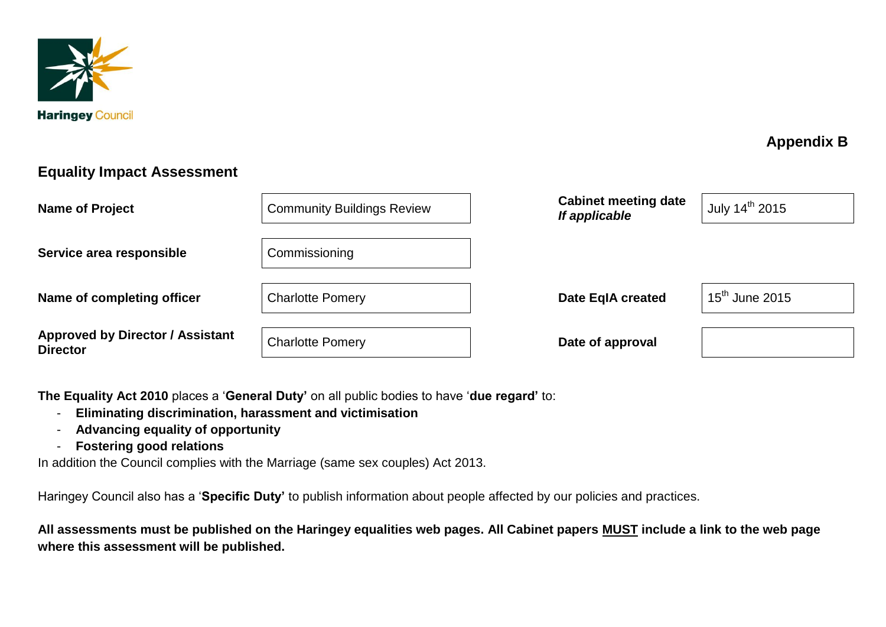Haringey Council

**Appendix B**

## Equality Impact Assessment

| | | | |
|---|---|---|---|
| **Name of Project** | Community Buildings Review | **Cabinet meeting date** ***If applicable*** | July 14th 2015 |
| **Service area responsible** | Commissioning | | |
| **Name of completing officer** | Charlotte Pomery | **Date EqIA created** | 15th June 2015 |
| **Approved by Director / Assistant Director** | Charlotte Pomery | **Date of approval** | |

**The Equality Act 2010** places a '**General Duty'** on all public bodies to have '**due regard'** to:

- **Eliminating discrimination, harassment and victimisation**
- **Advancing equality of opportunity**
- **Fostering good relations**

In addition the Council complies with the Marriage (same sex couples) Act 2013.

Haringey Council also has a '**Specific Duty'** to publish information about people affected by our policies and practices.

**All assessments must be published on the Haringey equalities web pages. All Cabinet papers MUST include a link to the web page where this assessment will be published.**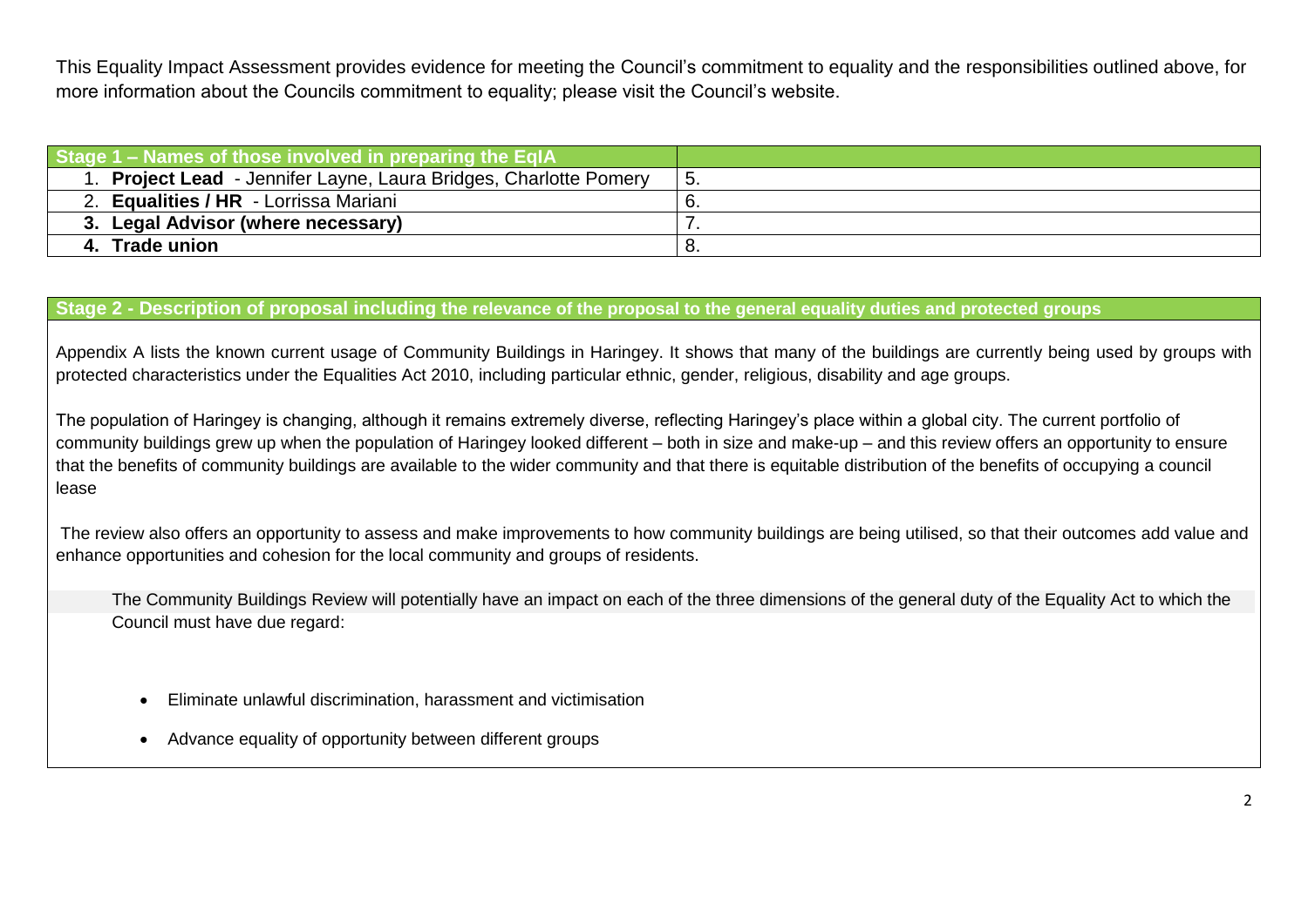This Equality Impact Assessment provides evidence for meeting the Council's commitment to equality and the responsibilities outlined above, for more information about the Councils commitment to equality; please visit the Council's website.

| Stage 1 – Names of those involved in preparing the EqIA | |
|---|---|
| 1. **Project Lead** - Jennifer Layne, Laura Bridges, Charlotte Pomery | 5. |
| 2. **Equalities / HR** - Lorrissa Mariani | 6. |
| **3. Legal Advisor (where necessary)** | 7. |
| **4. Trade union** | 8. |

**Stage 2 - Description of proposal including the relevance of the proposal to the general equality duties and protected groups**

Appendix A lists the known current usage of Community Buildings in Haringey. It shows that many of the buildings are currently being used by groups with protected characteristics under the Equalities Act 2010, including particular ethnic, gender, religious, disability and age groups.

The population of Haringey is changing, although it remains extremely diverse, reflecting Haringey's place within a global city. The current portfolio of community buildings grew up when the population of Haringey looked different – both in size and make-up – and this review offers an opportunity to ensure that the benefits of community buildings are available to the wider community and that there is equitable distribution of the benefits of occupying a council lease

The review also offers an opportunity to assess and make improvements to how community buildings are being utilised, so that their outcomes add value and enhance opportunities and cohesion for the local community and groups of residents.

The Community Buildings Review will potentially have an impact on each of the three dimensions of the general duty of the Equality Act to which the Council must have due regard:

- Eliminate unlawful discrimination, harassment and victimisation
- Advance equality of opportunity between different groups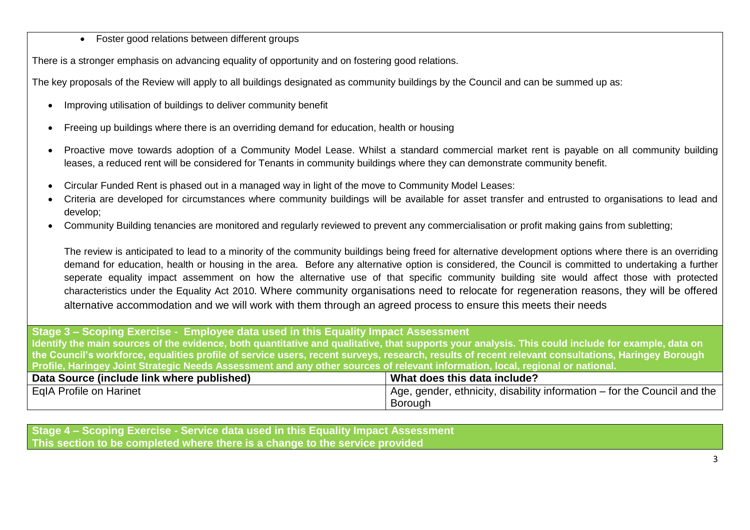- Foster good relations between different groups

There is a stronger emphasis on advancing equality of opportunity and on fostering good relations.

The key proposals of the Review will apply to all buildings designated as community buildings by the Council and can be summed up as:

- Improving utilisation of buildings to deliver community benefit
- Freeing up buildings where there is an overriding demand for education, health or housing
- Proactive move towards adoption of a Community Model Lease. Whilst a standard commercial market rent is payable on all community building leases, a reduced rent will be considered for Tenants in community buildings where they can demonstrate community benefit.
- Circular Funded Rent is phased out in a managed way in light of the move to Community Model Leases:
- Criteria are developed for circumstances where community buildings will be available for asset transfer and entrusted to organisations to lead and develop;
- Community Building tenancies are monitored and regularly reviewed to prevent any commercialisation or profit making gains from subletting;

The review is anticipated to lead to a minority of the community buildings being freed for alternative development options where there is an overriding demand for education, health or housing in the area. Before any alternative option is considered, the Council is committed to undertaking a further seperate equality impact assemment on how the alternative use of that specific community building site would affect those with protected characteristics under the Equality Act 2010. Where community organisations need to relocate for regeneration reasons, they will be offered alternative accommodation and we will work with them through an agreed process to ensure this meets their needs

**Stage 3 – Scoping Exercise - Employee data used in this Equality Impact Assessment**
**Identify the main sources of the evidence, both quantitative and qualitative, that supports your analysis. This could include for example, data on the Council's workforce, equalities profile of service users, recent surveys, research, results of recent relevant consultations, Haringey Borough Profile, Haringey Joint Strategic Needs Assessment and any other sources of relevant information, local, regional or national.**

| Data Source (include link where published) | What does this data include? |
|---|---|
| EqIA Profile on Harinet | Age, gender, ethnicity, disability information – for the Council and the Borough |

**Stage 4 – Scoping Exercise - Service data used in this Equality Impact Assessment**
**This section to be completed where there is a change to the service provided**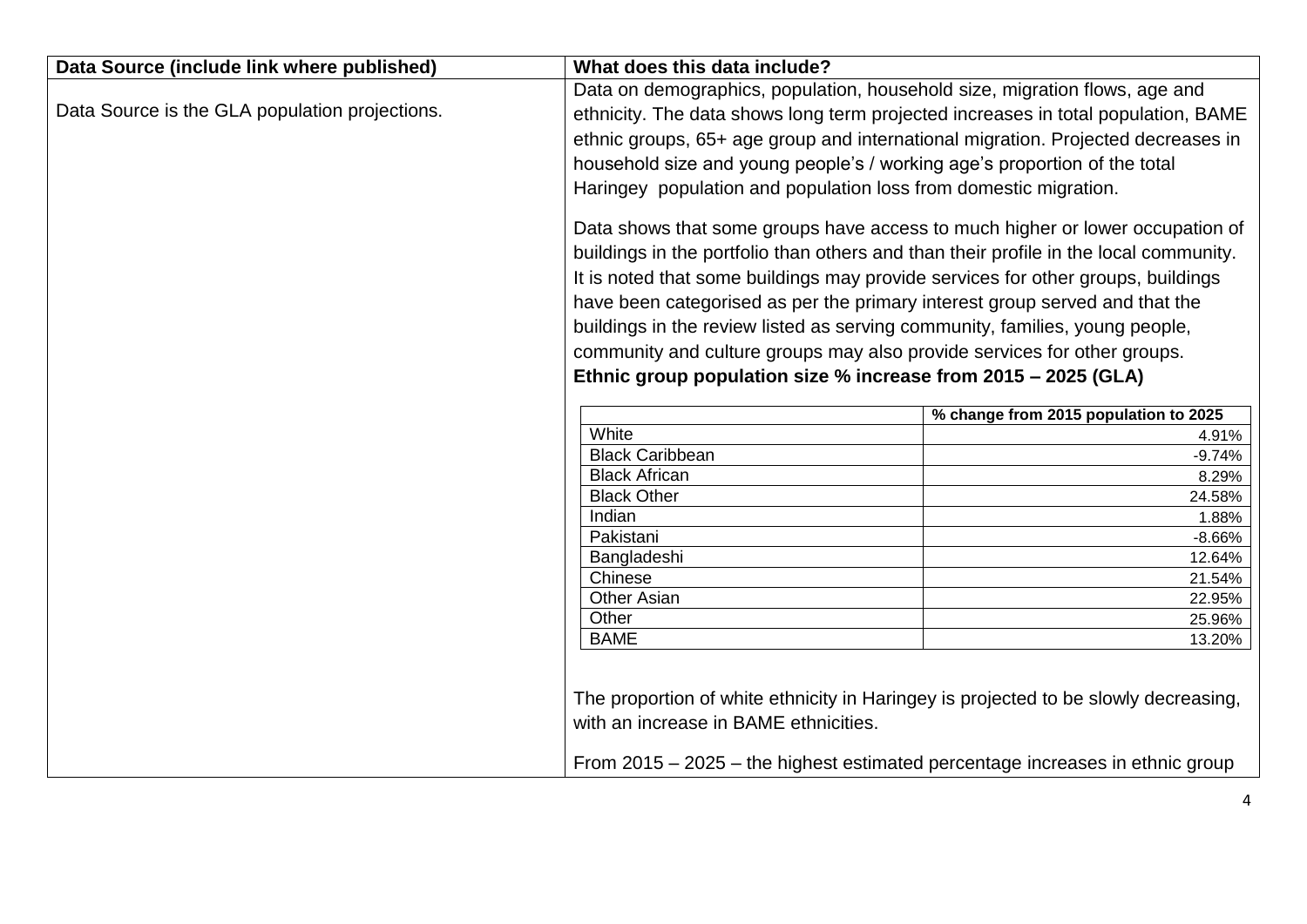| Data Source (include link where published) | What does this data include? |
| --- | --- |
| Data Source is the GLA population projections. | Data on demographics, population, household size, migration flows, age and ethnicity. The data shows long term projected increases in total population, BAME ethnic groups, 65+ age group and international migration. Projected decreases in household size and young people's / working age's proportion of the total Haringey population and population loss from domestic migration.<br><br>Data shows that some groups have access to much higher or lower occupation of buildings in the portfolio than others and than their profile in the local community. It is noted that some buildings may provide services for other groups, buildings have been categorised as per the primary interest group served and that the buildings in the review listed as serving community, families, young people, community and culture groups may also provide services for other groups.<br>**Ethnic group population size % increase from 2015 – 2025 (GLA)** |

| | % change from 2015 population to 2025 |
| --- | --- |
| White | 4.91% |
| Black Caribbean | -9.74% |
| Black African | 8.29% |
| Black Other | 24.58% |
| Indian | 1.88% |
| Pakistani | -8.66% |
| Bangladeshi | 12.64% |
| Chinese | 21.54% |
| Other Asian | 22.95% |
| Other | 25.96% |
| BAME | 13.20% |

The proportion of white ethnicity in Haringey is projected to be slowly decreasing, with an increase in BAME ethnicities.

From 2015 – 2025 – the highest estimated percentage increases in ethnic group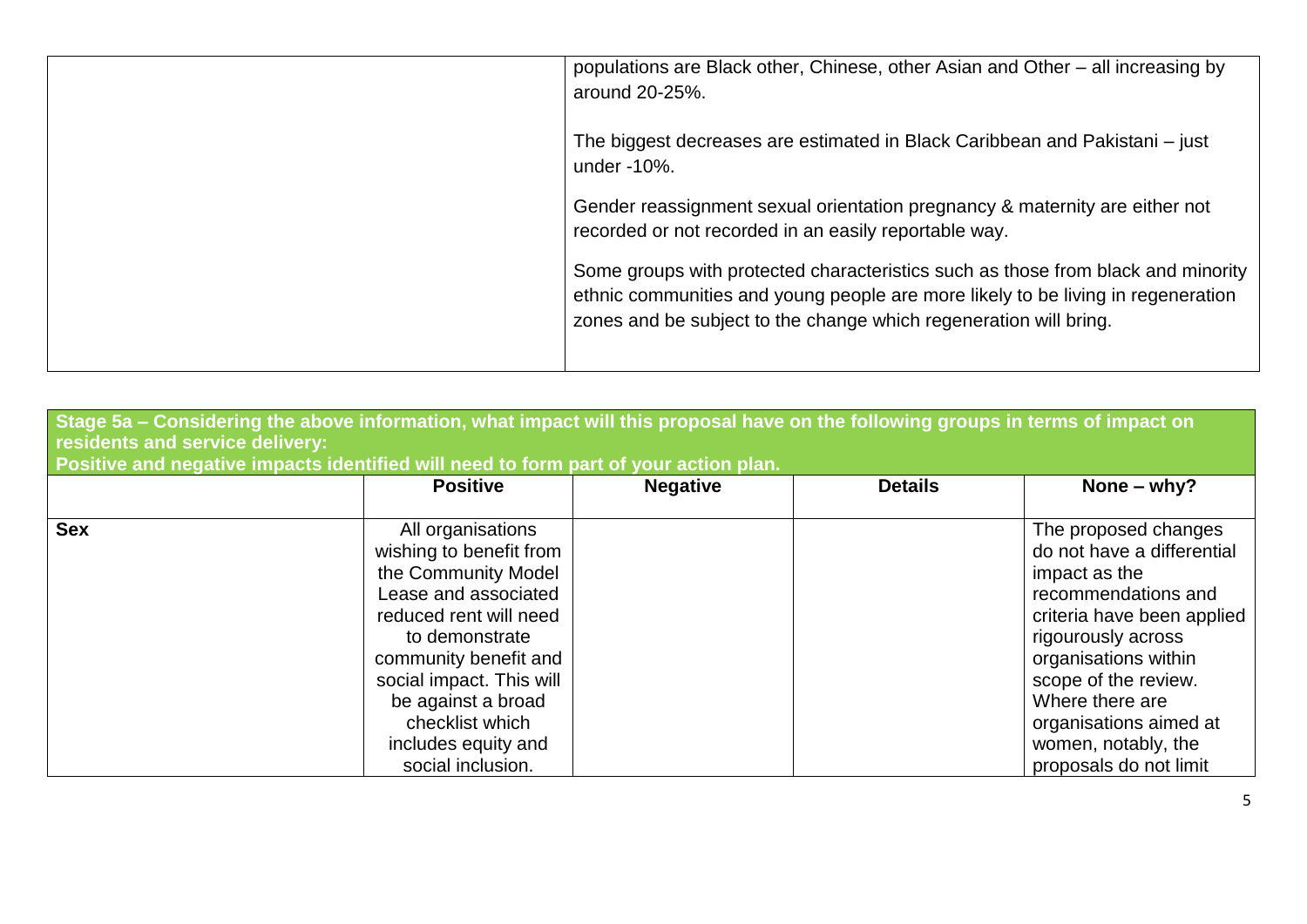| | |
|---|---|
| | populations are Black other, Chinese, other Asian and Other – all increasing by around 20-25%.<br><br>The biggest decreases are estimated in Black Caribbean and Pakistani – just under -10%.<br><br>Gender reassignment sexual orientation pregnancy & maternity are either not recorded or not recorded in an easily reportable way.<br><br>Some groups with protected characteristics such as those from black and minority ethnic communities and young people are more likely to be living in regeneration zones and be subject to the change which regeneration will bring. |

| **Stage 5a – Considering the above information, what impact will this proposal have on the following groups in terms of impact on residents and service delivery: Positive and negative impacts identified will need to form part of your action plan.** | | | | |
|---|---|---|---|---|
| | **Positive** | **Negative** | **Details** | **None – why?** |
| **Sex** | All organisations wishing to benefit from the Community Model Lease and associated reduced rent will need to demonstrate community benefit and social impact. This will be against a broad checklist which includes equity and social inclusion. | | | The proposed changes do not have a differential impact as the recommendations and criteria have been applied rigourously across organisations within scope of the review. Where there are organisations aimed at women, notably, the proposals do not limit |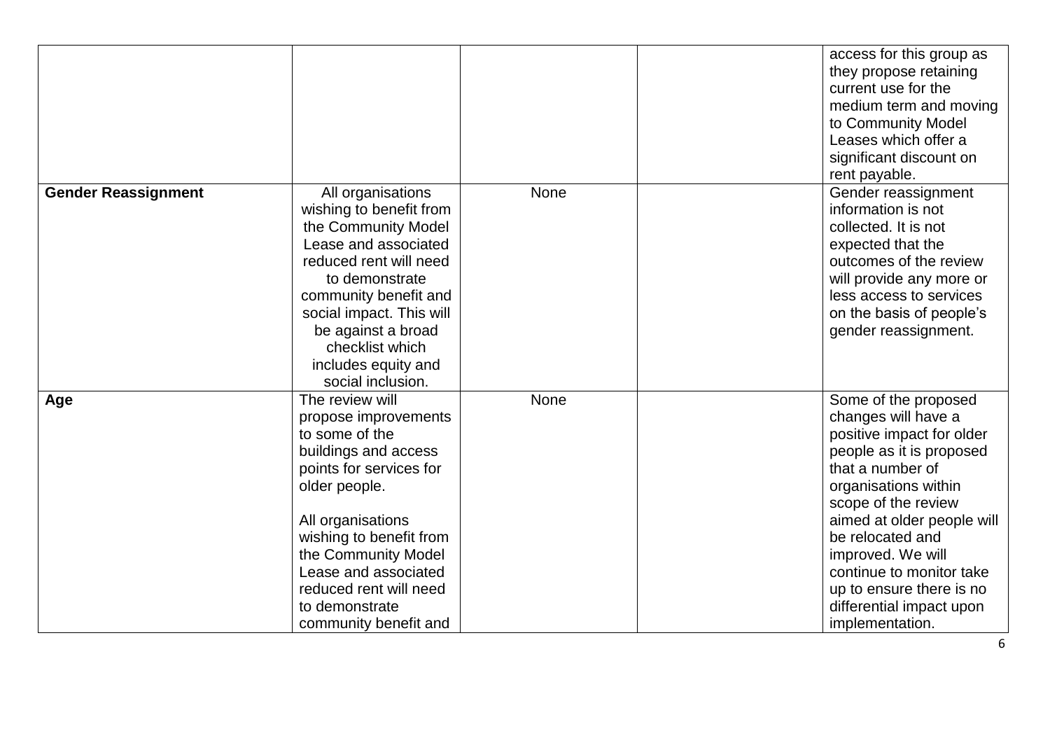| | | | | |
|---|---|---|---|---|
| | | | | access for this group as they propose retaining current use for the medium term and moving to Community Model Leases which offer a significant discount on rent payable. |
| **Gender Reassignment** | All organisations wishing to benefit from the Community Model Lease and associated reduced rent will need to demonstrate community benefit and social impact. This will be against a broad checklist which includes equity and social inclusion. | None | | Gender reassignment information is not collected. It is not expected that the outcomes of the review will provide any more or less access to services on the basis of people's gender reassignment. |
| **Age** | The review will propose improvements to some of the buildings and access points for services for older people.<br><br>All organisations wishing to benefit from the Community Model Lease and associated reduced rent will need to demonstrate community benefit and | None | | Some of the proposed changes will have a positive impact for older people as it is proposed that a number of organisations within scope of the review aimed at older people will be relocated and improved. We will continue to monitor take up to ensure there is no differential impact upon implementation. |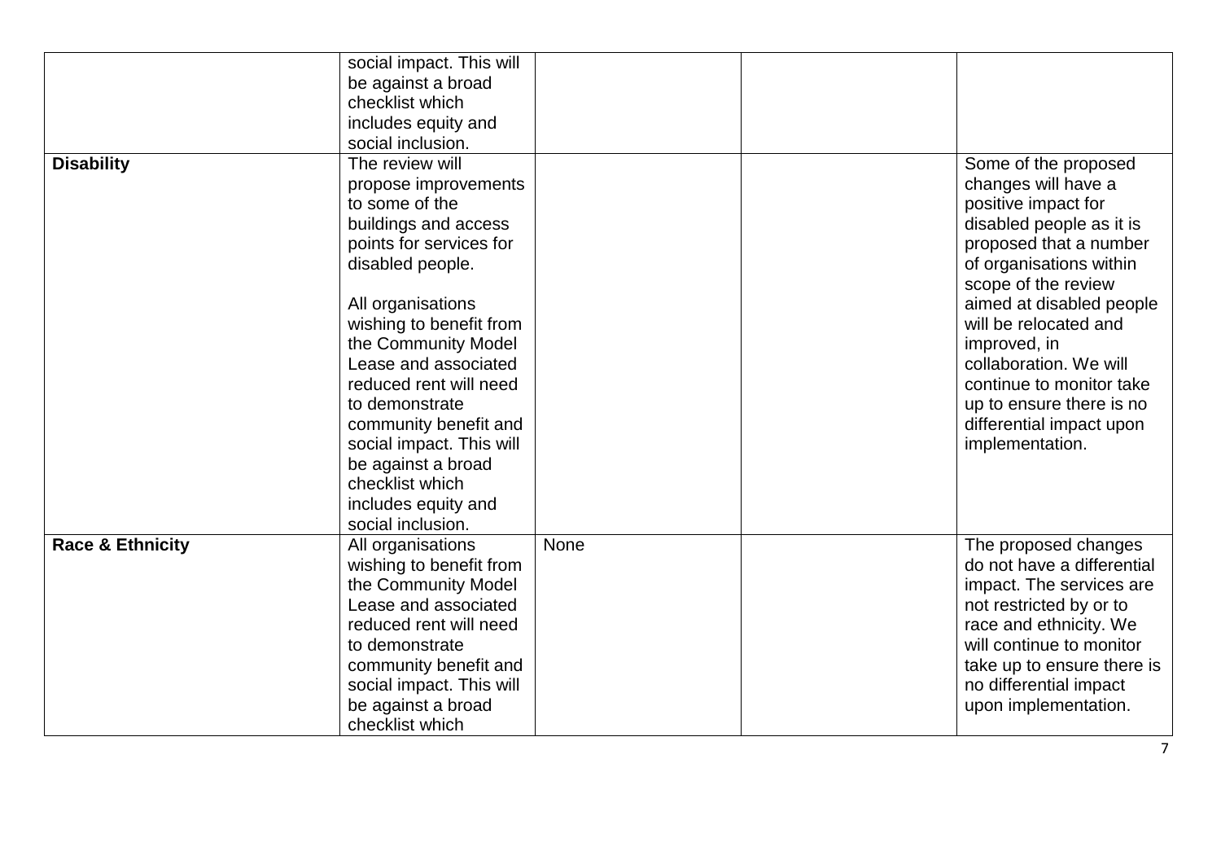| | | | | |
|---|---|---|---|---|
| | social impact. This will be against a broad checklist which includes equity and social inclusion. | | | |
| **Disability** | The review will propose improvements to some of the buildings and access points for services for disabled people.<br><br>All organisations wishing to benefit from the Community Model Lease and associated reduced rent will need to demonstrate community benefit and social impact. This will be against a broad checklist which includes equity and social inclusion. | | | Some of the proposed changes will have a positive impact for disabled people as it is proposed that a number of organisations within scope of the review aimed at disabled people will be relocated and improved, in collaboration. We will continue to monitor take up to ensure there is no differential impact upon implementation. |
| **Race & Ethnicity** | All organisations wishing to benefit from the Community Model Lease and associated reduced rent will need to demonstrate community benefit and social impact. This will be against a broad checklist which | None | | The proposed changes do not have a differential impact. The services are not restricted by or to race and ethnicity. We will continue to monitor take up to ensure there is no differential impact upon implementation. |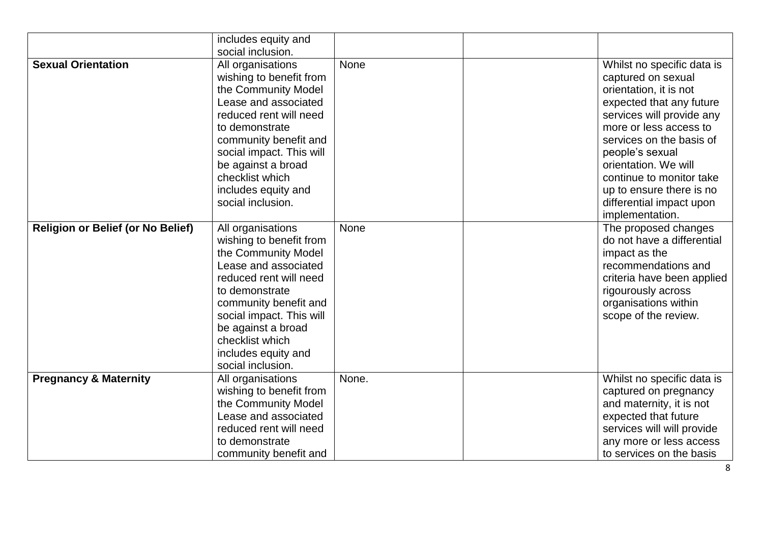| | | | | |
|---|---|---|---|---|
| | includes equity and social inclusion. | | | |
| **Sexual Orientation** | All organisations wishing to benefit from the Community Model Lease and associated reduced rent will need to demonstrate community benefit and social impact. This will be against a broad checklist which includes equity and social inclusion. | None | | Whilst no specific data is captured on sexual orientation, it is not expected that any future services will provide any more or less access to services on the basis of people's sexual orientation. We will continue to monitor take up to ensure there is no differential impact upon implementation. |
| **Religion or Belief (or No Belief)** | All organisations wishing to benefit from the Community Model Lease and associated reduced rent will need to demonstrate community benefit and social impact. This will be against a broad checklist which includes equity and social inclusion. | None | | The proposed changes do not have a differential impact as the recommendations and criteria have been applied rigourously across organisations within scope of the review. |
| **Pregnancy & Maternity** | All organisations wishing to benefit from the Community Model Lease and associated reduced rent will need to demonstrate community benefit and | None. | | Whilst no specific data is captured on pregnancy and maternity, it is not expected that future services will will provide any more or less access to services on the basis |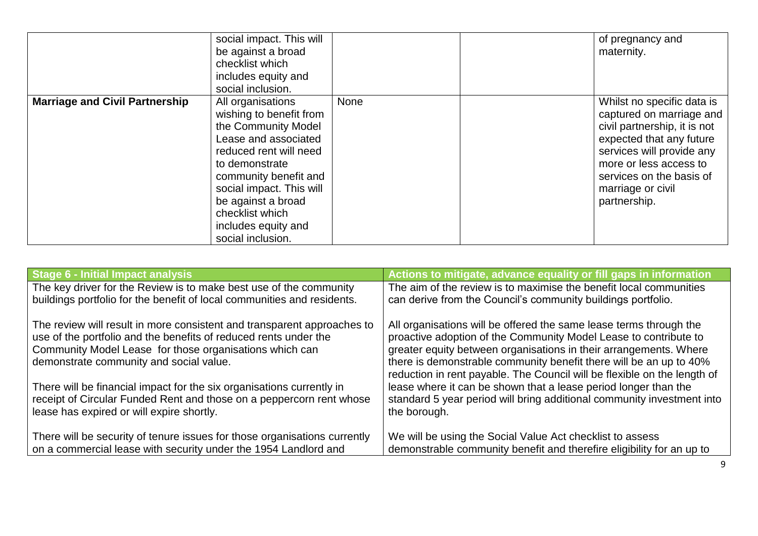| | social impact. This will be against a broad checklist which includes equity and social inclusion. | | | of pregnancy and maternity. |
|---|---|---|---|---|
| **Marriage and Civil Partnership** | All organisations wishing to benefit from the Community Model Lease and associated reduced rent will need to demonstrate community benefit and social impact. This will be against a broad checklist which includes equity and social inclusion. | None | | Whilst no specific data is captured on marriage and civil partnership, it is not expected that any future services will provide any more or less access to services on the basis of marriage or civil partnership. |

| Stage 6 - Initial Impact analysis | Actions to mitigate, advance equality or fill gaps in information |
|---|---|
| The key driver for the Review is to make best use of the community buildings portfolio for the benefit of local communities and residents.<br><br>The review will result in more consistent and transparent approaches to use of the portfolio and the benefits of reduced rents under the Community Model Lease for those organisations which can demonstrate community and social value.<br><br>There will be financial impact for the six organisations currently in receipt of Circular Funded Rent and those on a peppercorn rent whose lease has expired or will expire shortly.<br><br>There will be security of tenure issues for those organisations currently on a commercial lease with security under the 1954 Landlord and | The aim of the review is to maximise the benefit local communities can derive from the Council's community buildings portfolio.<br><br>All organisations will be offered the same lease terms through the proactive adoption of the Community Model Lease to contribute to greater equity between organisations in their arrangements. Where there is demonstrable community benefit there will be an up to 40% reduction in rent payable. The Council will be flexible on the length of lease where it can be shown that a lease period longer than the standard 5 year period will bring additional community investment into the borough.<br><br>We will be using the Social Value Act checklist to assess demonstrable community benefit and therefire eligibility for an up to |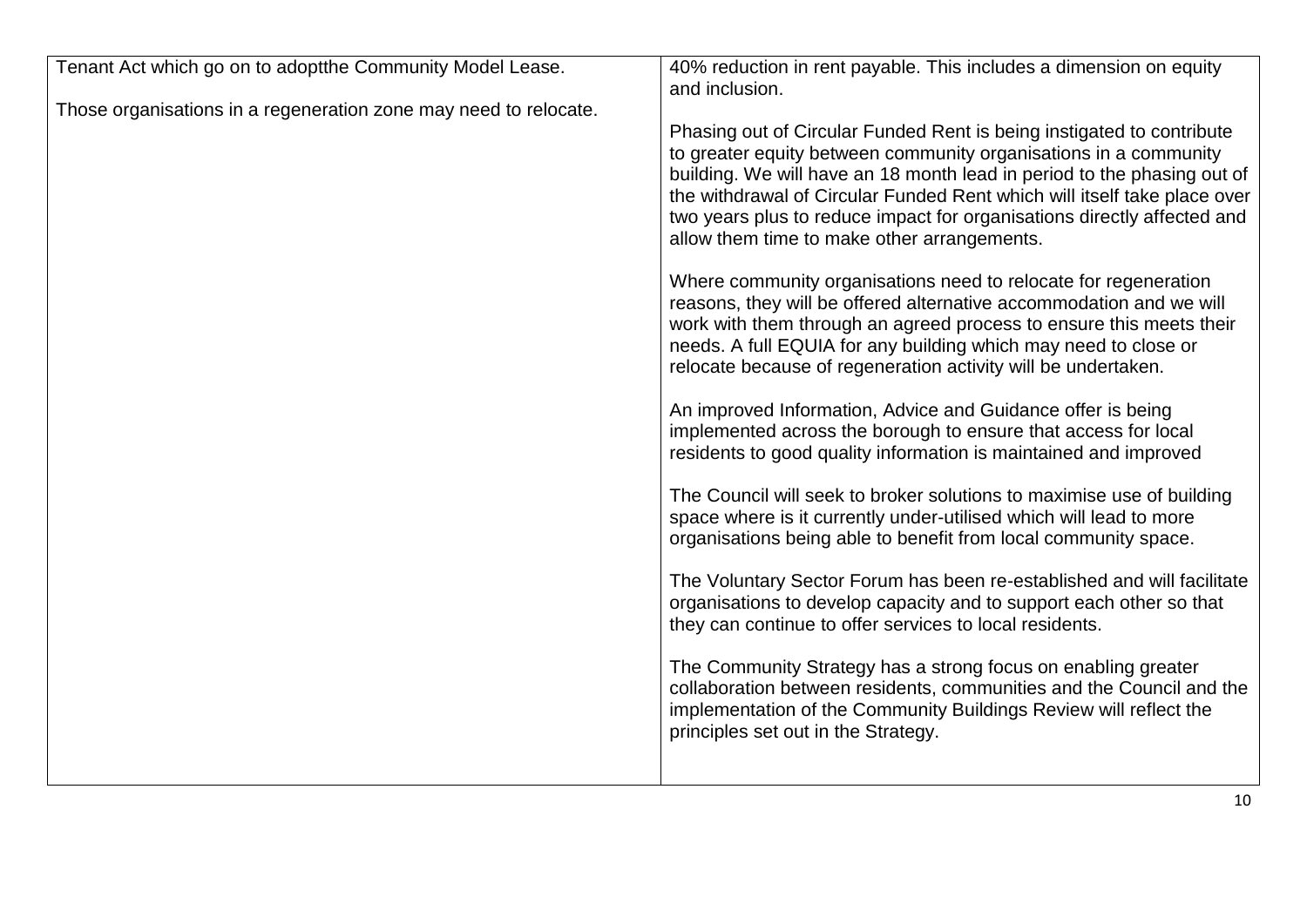| | |
|---|---|
| Tenant Act which go on to adoptthe Community Model Lease.<br><br>Those organisations in a regeneration zone may need to relocate. | 40% reduction in rent payable. This includes a dimension on equity and inclusion.<br><br>Phasing out of Circular Funded Rent is being instigated to contribute to greater equity between community organisations in a community building. We will have an 18 month lead in period to the phasing out of the withdrawal of Circular Funded Rent which will itself take place over two years plus to reduce impact for organisations directly affected and allow them time to make other arrangements.<br><br>Where community organisations need to relocate for regeneration reasons, they will be offered alternative accommodation and we will work with them through an agreed process to ensure this meets their needs. A full EQUIA for any building which may need to close or relocate because of regeneration activity will be undertaken.<br><br>An improved Information, Advice and Guidance offer is being implemented across the borough to ensure that access for local residents to good quality information is maintained and improved<br><br>The Council will seek to broker solutions to maximise use of building space where is it currently under-utilised which will lead to more organisations being able to benefit from local community space.<br><br>The Voluntary Sector Forum has been re-established and will facilitate organisations to develop capacity and to support each other so that they can continue to offer services to local residents.<br><br>The Community Strategy has a strong focus on enabling greater collaboration between residents, communities and the Council and the implementation of the Community Buildings Review will reflect the principles set out in the Strategy. |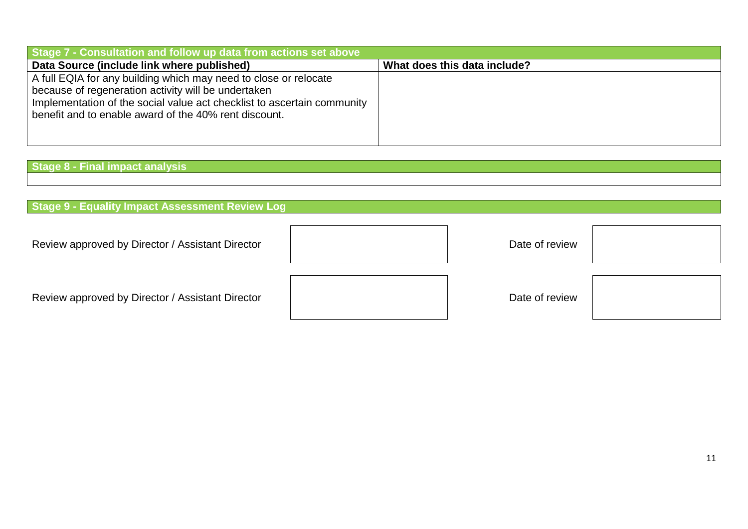| Stage 7 - Consultation and follow up data from actions set above | |
| --- | --- |
| **Data Source (include link where published)** | **What does this data include?** |
| A full EQIA for any building which may need to close or relocate because of regeneration activity will be undertaken<br>Implementation of the social value act checklist to ascertain community benefit and to enable award of the 40% rent discount. | |

| Stage 8 - Final impact analysis |
| --- |
| |

## Stage 9 - Equality Impact Assessment Review Log

| | | | |
| --- | --- | --- | --- |
| Review approved by Director / Assistant Director | | Date of review | |
| Review approved by Director / Assistant Director | | Date of review | |